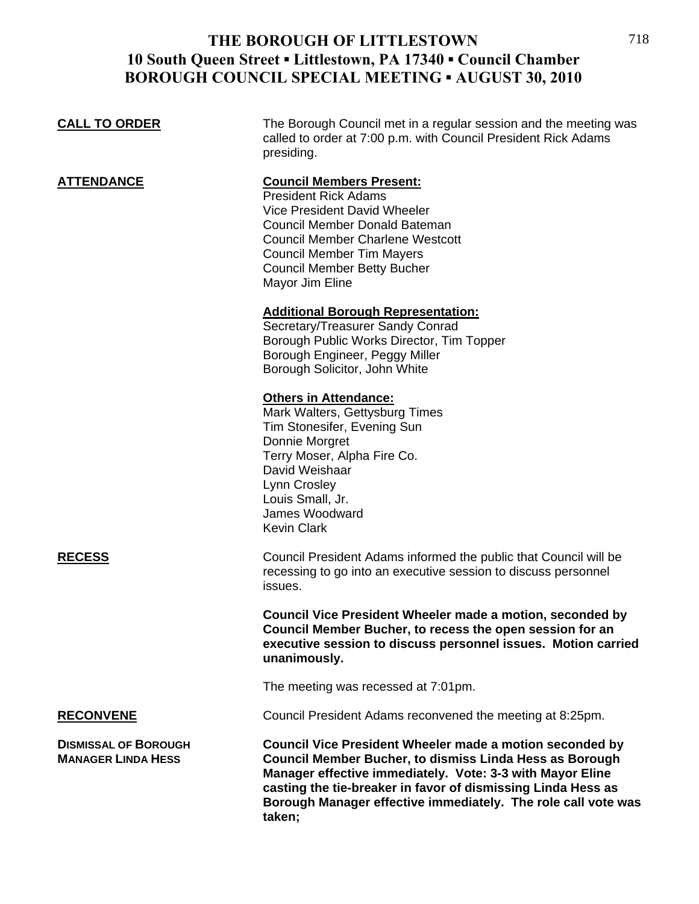# THE BOROUGH OF LITTLESTOWN
## 10 South Queen Street ▪ Littlestown, PA 17340 ▪ Council Chamber
## BOROUGH COUNCIL SPECIAL MEETING ▪ AUGUST 30, 2010

**CALL TO ORDER**

The Borough Council met in a regular session and the meeting was called to order at 7:00 p.m. with Council President Rick Adams presiding.

**ATTENDANCE**

**Council Members Present:**
President Rick Adams
Vice President David Wheeler
Council Member Donald Bateman
Council Member Charlene Westcott
Council Member Tim Mayers
Council Member Betty Bucher
Mayor Jim Eline

**Additional Borough Representation:**
Secretary/Treasurer Sandy Conrad
Borough Public Works Director, Tim Topper
Borough Engineer, Peggy Miller
Borough Solicitor, John White

**Others in Attendance:**
Mark Walters, Gettysburg Times
Tim Stonesifer, Evening Sun
Donnie Morgret
Terry Moser, Alpha Fire Co.
David Weishaar
Lynn Crosley
Louis Small, Jr.
James Woodward
Kevin Clark

**RECESS**

Council President Adams informed the public that Council will be recessing to go into an executive session to discuss personnel issues.

**Council Vice President Wheeler made a motion, seconded by Council Member Bucher, to recess the open session for an executive session to discuss personnel issues. Motion carried unanimously.**

The meeting was recessed at 7:01pm.

**RECONVENE**

Council President Adams reconvened the meeting at 8:25pm.

**DISMISSAL OF BOROUGH MANAGER LINDA HESS**

**Council Vice President Wheeler made a motion seconded by Council Member Bucher, to dismiss Linda Hess as Borough Manager effective immediately. Vote: 3-3 with Mayor Eline casting the tie-breaker in favor of dismissing Linda Hess as Borough Manager effective immediately. The role call vote was taken;**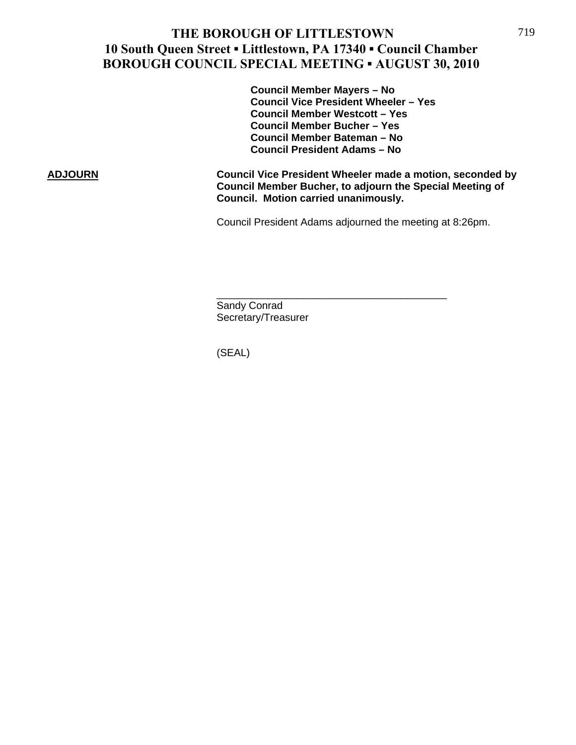**Council Member Mayers – No**
**Council Vice President Wheeler – Yes**
**Council Member Westcott – Yes**
**Council Member Bucher – Yes**
**Council Member Bateman – No**
**Council President Adams – No**

**ADJOURN**

**Council Vice President Wheeler made a motion, seconded by Council Member Bucher, to adjourn the Special Meeting of Council. Motion carried unanimously.**

Council President Adams adjourned the meeting at 8:26pm.

\_\_\_\_\_\_\_\_\_\_\_\_\_\_\_\_\_\_\_\_\_\_\_\_\_\_\_\_\_\_\_\_\_\_\_\_\_\_\_\_
Sandy Conrad
Secretary/Treasurer

(SEAL)